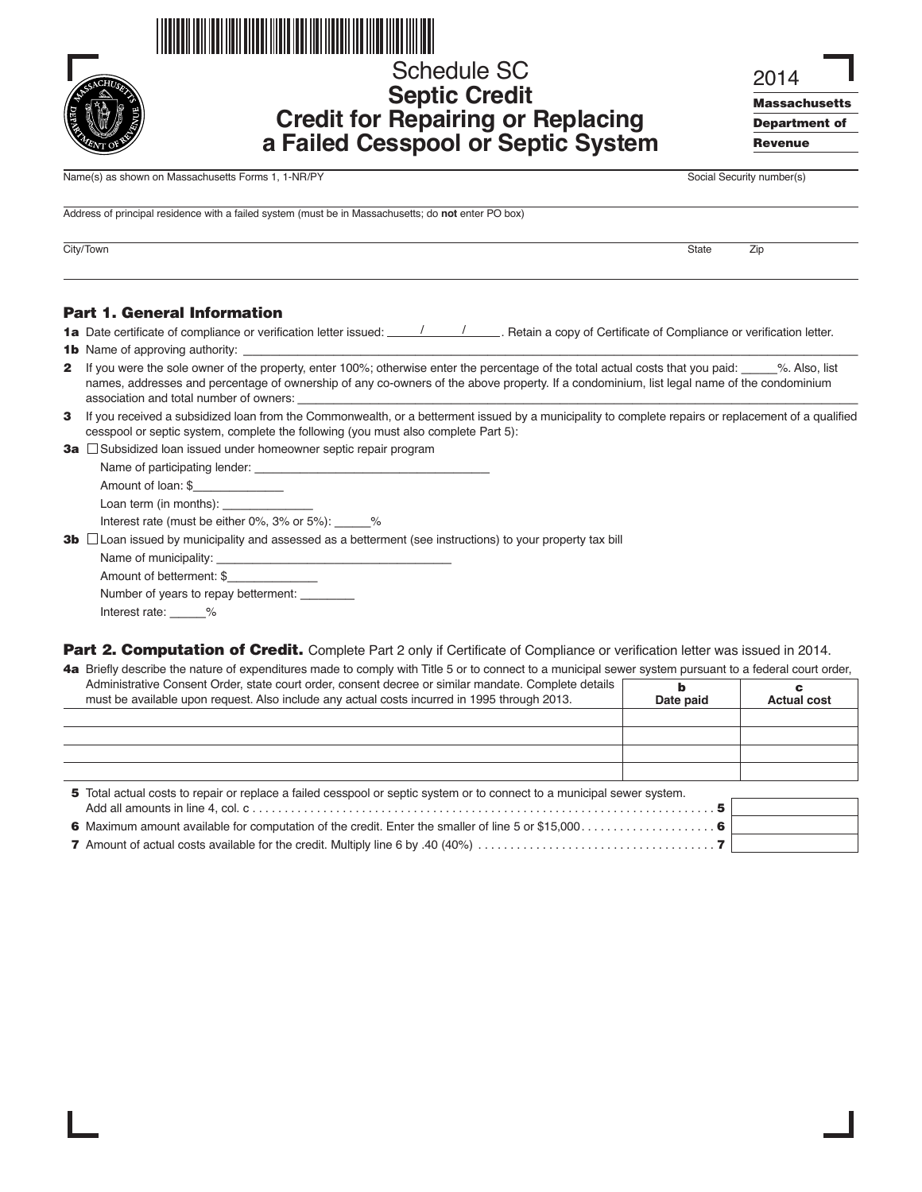# Schedule SC
# Septic Credit
# Credit for Repairing or Replacing a Failed Cesspool or Septic System

2014

**Massachusetts Department of Revenue**

Name(s) as shown on Massachusetts Forms 1, 1-NR/PY | Social Security number(s)

Address of principal residence with a failed system (must be in Massachusetts; do **not** enter PO box)

City/Town | State | Zip

## Part 1. General Information

**1a** Date certificate of compliance or verification letter issued: _____/_____/_____. Retain a copy of Certificate of Compliance or verification letter.

**1b** Name of approving authority: ____________________

**2** If you were the sole owner of the property, enter 100%; otherwise enter the percentage of the total actual costs that you paid: _____%. Also, list names, addresses and percentage of ownership of any co-owners of the above property. If a condominium, list legal name of the condominium association and total number of owners: ____________________

**3** If you received a subsidized loan from the Commonwealth, or a betterment issued by a municipality to complete repairs or replacement of a qualified cesspool or septic system, complete the following (you must also complete Part 5):

**3a** ☐ Subsidized loan issued under homeowner septic repair program

Name of participating lender: ____________________

Amount of loan: $_____________

Loan term (in months): _____________

Interest rate (must be either 0%, 3% or 5%): _____%

**3b** ☐ Loan issued by municipality and assessed as a betterment (see instructions) to your property tax bill

Name of municipality: ____________________

Amount of betterment: $_____________

Number of years to repay betterment: ________

Interest rate: _____%

## Part 2. Computation of Credit.
Complete Part 2 only if Certificate of Compliance or verification letter was issued in 2014.

**4a** Briefly describe the nature of expenditures made to comply with Title 5 or to connect to a municipal sewer system pursuant to a federal court order, Administrative Consent Order, state court order, consent decree or similar mandate. Complete details must be available upon request. Also include any actual costs incurred in 1995 through 2013.

| | b Date paid | c Actual cost |
|---|---|---|
| | | |
| | | |
| | | |
| | | |

**5** Total actual costs to repair or replace a failed cesspool or septic system or to connect to a municipal sewer system. Add all amounts in line 4, col. c . . . . . . . . . . **5** ________

**6** Maximum amount available for computation of the credit. Enter the smaller of line 5 or $15,000 . . . . . . . . . . **6** ________

**7** Amount of actual costs available for the credit. Multiply line 6 by .40 (40%) . . . . . . . . . . **7** ________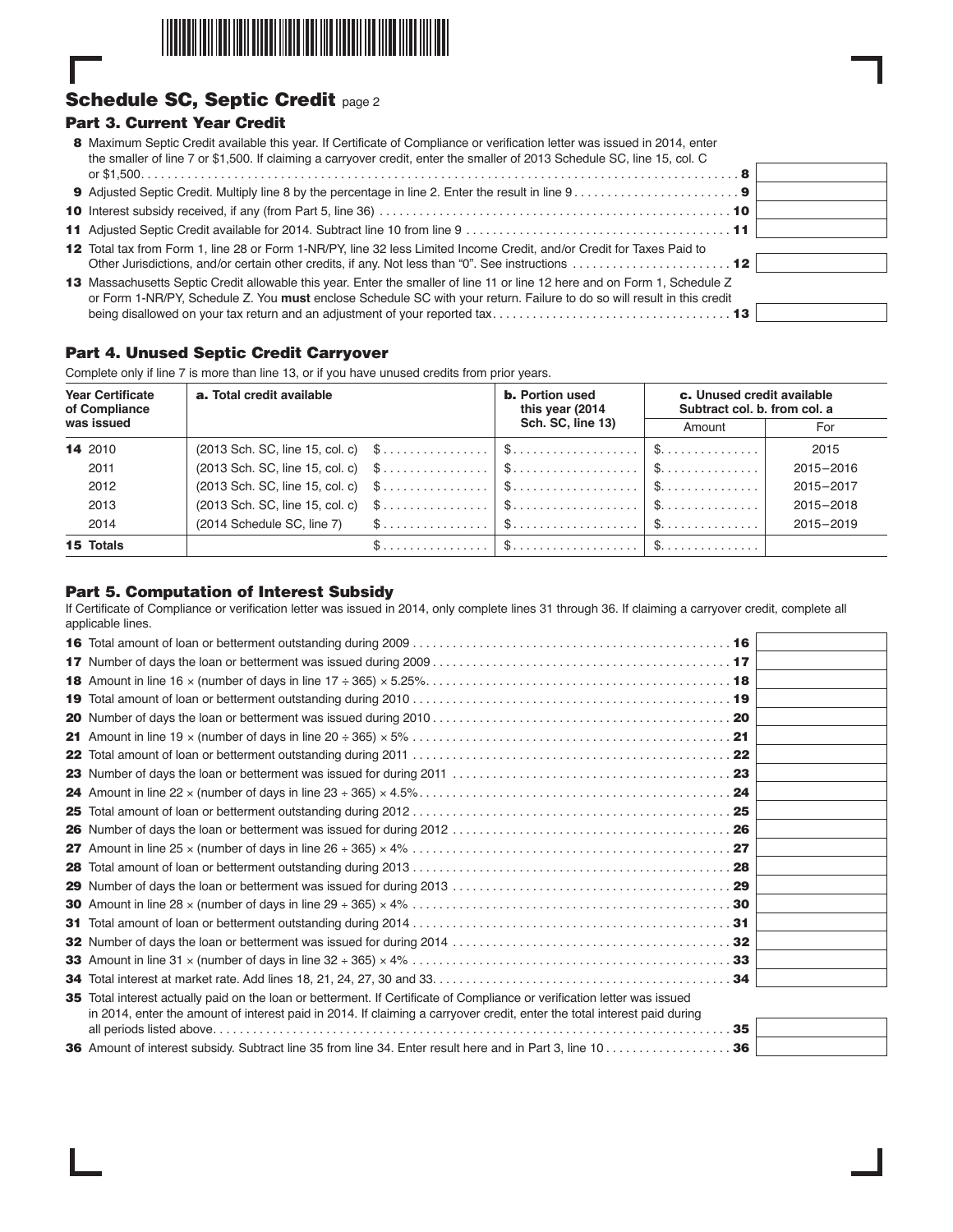## Schedule SC, Septic Credit page 2

### Part 3. Current Year Credit

**8** Maximum Septic Credit available this year. If Certificate of Compliance or verification letter was issued in 2014, enter the smaller of line 7 or $1,500. If claiming a carryover credit, enter the smaller of 2013 Schedule SC, line 15, col. C or $1,500 . . . . . **8**

**9** Adjusted Septic Credit. Multiply line 8 by the percentage in line 2. Enter the result in line 9 . . . . . **9**

**10** Interest subsidy received, if any (from Part 5, line 36) . . . . . **10**

**11** Adjusted Septic Credit available for 2014. Subtract line 10 from line 9 . . . . . **11**

**12** Total tax from Form 1, line 28 or Form 1-NR/PY, line 32 less Limited Income Credit, and/or Credit for Taxes Paid to Other Jurisdictions, and/or certain other credits, if any. Not less than "0". See instructions . . . . . **12**

**13** Massachusetts Septic Credit allowable this year. Enter the smaller of line 11 or line 12 here and on Form 1, Schedule Z or Form 1-NR/PY, Schedule Z. You **must** enclose Schedule SC with your return. Failure to do so will result in this credit being disallowed on your tax return and an adjustment of your reported tax . . . . . **13**

### Part 4. Unused Septic Credit Carryover

Complete only if line 7 is more than line 13, or if you have unused credits from prior years.

| Year Certificate of Compliance was issued | a. Total credit available | | b. Portion used this year (2014 Sch. SC, line 13) | c. Unused credit available Subtract col. b. from col. a | |
|---|---|---|---|---|---|
| | | | | Amount | For |
| **14** 2010 | (2013 Sch. SC, line 15, col. c) | $ | $ | $ | 2015 |
| 2011 | (2013 Sch. SC, line 15, col. c) | $ | $ | $ | 2015–2016 |
| 2012 | (2013 Sch. SC, line 15, col. c) | $ | $ | $ | 2015–2017 |
| 2013 | (2013 Sch. SC, line 15, col. c) | $ | $ | $ | 2015–2018 |
| 2014 | (2014 Schedule SC, line 7) | $ | $ | $ | 2015–2019 |
| **15 Totals** | | $ | $ | $ | |

### Part 5. Computation of Interest Subsidy

If Certificate of Compliance or verification letter was issued in 2014, only complete lines 31 through 36. If claiming a carryover credit, complete all applicable lines.

**16** Total amount of loan or betterment outstanding during 2009 . . . . . **16**

**17** Number of days the loan or betterment was issued during 2009 . . . . . **17**

**18** Amount in line 16 × (number of days in line 17 ÷ 365) × 5.25% . . . . . **18**

**19** Total amount of loan or betterment outstanding during 2010 . . . . . **19**

**20** Number of days the loan or betterment was issued during 2010 . . . . . **20**

**21** Amount in line 19 × (number of days in line 20 ÷ 365) × 5% . . . . . **21**

**22** Total amount of loan or betterment outstanding during 2011 . . . . . **22**

**23** Number of days the loan or betterment was issued for during 2011 . . . . . **23**

**24** Amount in line 22 × (number of days in line 23 ÷ 365) × 4.5% . . . . . **24**

**25** Total amount of loan or betterment outstanding during 2012 . . . . . **25**

**26** Number of days the loan or betterment was issued for during 2012 . . . . . **26**

**27** Amount in line 25 × (number of days in line 26 ÷ 365) × 4% . . . . . **27**

**28** Total amount of loan or betterment outstanding during 2013 . . . . . **28**

**29** Number of days the loan or betterment was issued for during 2013 . . . . . **29**

**30** Amount in line 28 × (number of days in line 29 ÷ 365) × 4% . . . . . **30**

**31** Total amount of loan or betterment outstanding during 2014 . . . . . **31**

**32** Number of days the loan or betterment was issued for during 2014 . . . . . **32**

**33** Amount in line 31 × (number of days in line 32 ÷ 365) × 4% . . . . . **33**

**34** Total interest at market rate. Add lines 18, 21, 24, 27, 30 and 33 . . . . . **34**

**35** Total interest actually paid on the loan or betterment. If Certificate of Compliance or verification letter was issued in 2014, enter the amount of interest paid in 2014. If claiming a carryover credit, enter the total interest paid during all periods listed above . . . . . **35**

**36** Amount of interest subsidy. Subtract line 35 from line 34. Enter result here and in Part 3, line 10 . . . . . **36**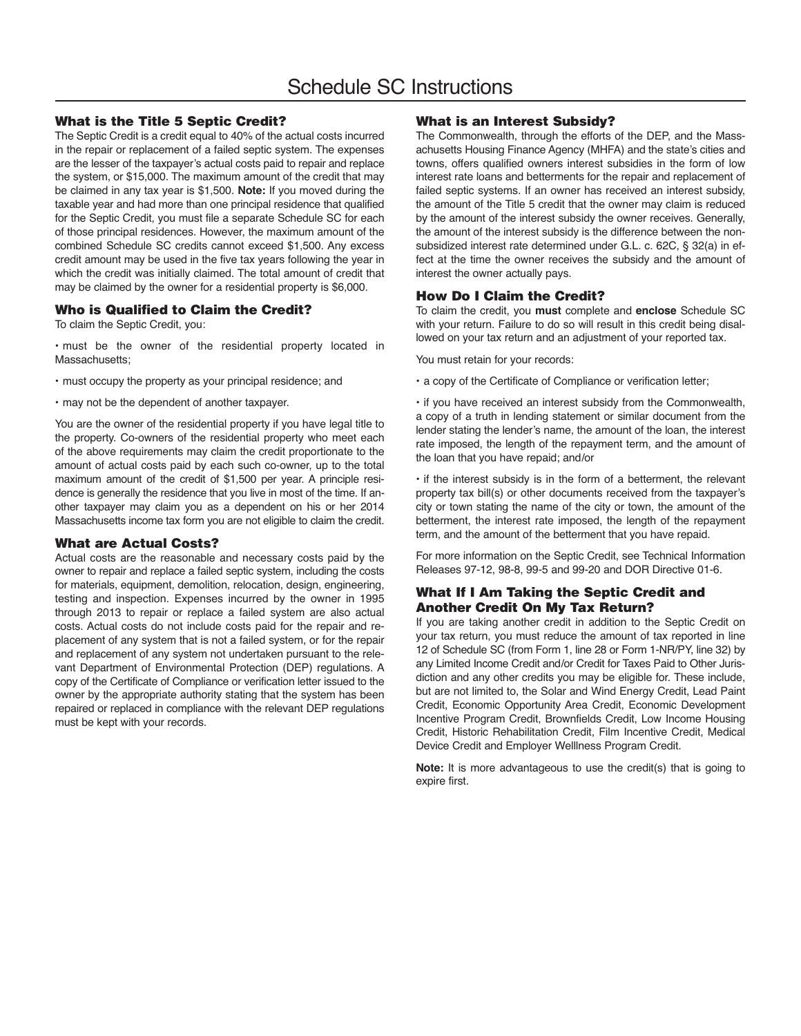# Schedule SC Instructions

### What is the Title 5 Septic Credit?

The Septic Credit is a credit equal to 40% of the actual costs incurred in the repair or replacement of a failed septic system. The expenses are the lesser of the taxpayer's actual costs paid to repair and replace the system, or $15,000. The maximum amount of the credit that may be claimed in any tax year is $1,500. **Note:** If you moved during the taxable year and had more than one principal residence that qualified for the Septic Credit, you must file a separate Schedule SC for each of those principal residences. However, the maximum amount of the combined Schedule SC credits cannot exceed $1,500. Any excess credit amount may be used in the five tax years following the year in which the credit was initially claimed. The total amount of credit that may be claimed by the owner for a residential property is $6,000.

### Who is Qualified to Claim the Credit?

To claim the Septic Credit, you:

• must be the owner of the residential property located in Massachusetts;

• must occupy the property as your principal residence; and

• may not be the dependent of another taxpayer.

You are the owner of the residential property if you have legal title to the property. Co-owners of the residential property who meet each of the above requirements may claim the credit proportionate to the amount of actual costs paid by each such co-owner, up to the total maximum amount of the credit of $1,500 per year. A principle residence is generally the residence that you live in most of the time. If another taxpayer may claim you as a dependent on his or her 2014 Massachusetts income tax form you are not eligible to claim the credit.

### What are Actual Costs?

Actual costs are the reasonable and necessary costs paid by the owner to repair and replace a failed septic system, including the costs for materials, equipment, demolition, relocation, design, engineering, testing and inspection. Expenses incurred by the owner in 1995 through 2013 to repair or replace a failed system are also actual costs. Actual costs do not include costs paid for the repair and replacement of any system that is not a failed system, or for the repair and replacement of any system not undertaken pursuant to the relevant Department of Environmental Protection (DEP) regulations. A copy of the Certificate of Compliance or verification letter issued to the owner by the appropriate authority stating that the system has been repaired or replaced in compliance with the relevant DEP regulations must be kept with your records.

### What is an Interest Subsidy?

The Commonwealth, through the efforts of the DEP, and the Massachusetts Housing Finance Agency (MHFA) and the state's cities and towns, offers qualified owners interest subsidies in the form of low interest rate loans and betterments for the repair and replacement of failed septic systems. If an owner has received an interest subsidy, the amount of the Title 5 credit that the owner may claim is reduced by the amount of the interest subsidy the owner receives. Generally, the amount of the interest subsidy is the difference between the non-subsidized interest rate determined under G.L. c. 62C, § 32(a) in effect at the time the owner receives the subsidy and the amount of interest the owner actually pays.

### How Do I Claim the Credit?

To claim the credit, you **must** complete and **enclose** Schedule SC with your return. Failure to do so will result in this credit being disallowed on your tax return and an adjustment of your reported tax.

You must retain for your records:

• a copy of the Certificate of Compliance or verification letter;

• if you have received an interest subsidy from the Commonwealth, a copy of a truth in lending statement or similar document from the lender stating the lender's name, the amount of the loan, the interest rate imposed, the length of the repayment term, and the amount of the loan that you have repaid; and/or

• if the interest subsidy is in the form of a betterment, the relevant property tax bill(s) or other documents received from the taxpayer's city or town stating the name of the city or town, the amount of the betterment, the interest rate imposed, the length of the repayment term, and the amount of the betterment that you have repaid.

For more information on the Septic Credit, see Technical Information Releases 97-12, 98-8, 99-5 and 99-20 and DOR Directive 01-6.

### What If I Am Taking the Septic Credit and Another Credit On My Tax Return?

If you are taking another credit in addition to the Septic Credit on your tax return, you must reduce the amount of tax reported in line 12 of Schedule SC (from Form 1, line 28 or Form 1-NR/PY, line 32) by any Limited Income Credit and/or Credit for Taxes Paid to Other Jurisdiction and any other credits you may be eligible for. These include, but are not limited to, the Solar and Wind Energy Credit, Lead Paint Credit, Economic Opportunity Area Credit, Economic Development Incentive Program Credit, Brownfields Credit, Low Income Housing Credit, Historic Rehabilitation Credit, Film Incentive Credit, Medical Device Credit and Employer Welllness Program Credit.

**Note:** It is more advantageous to use the credit(s) that is going to expire first.